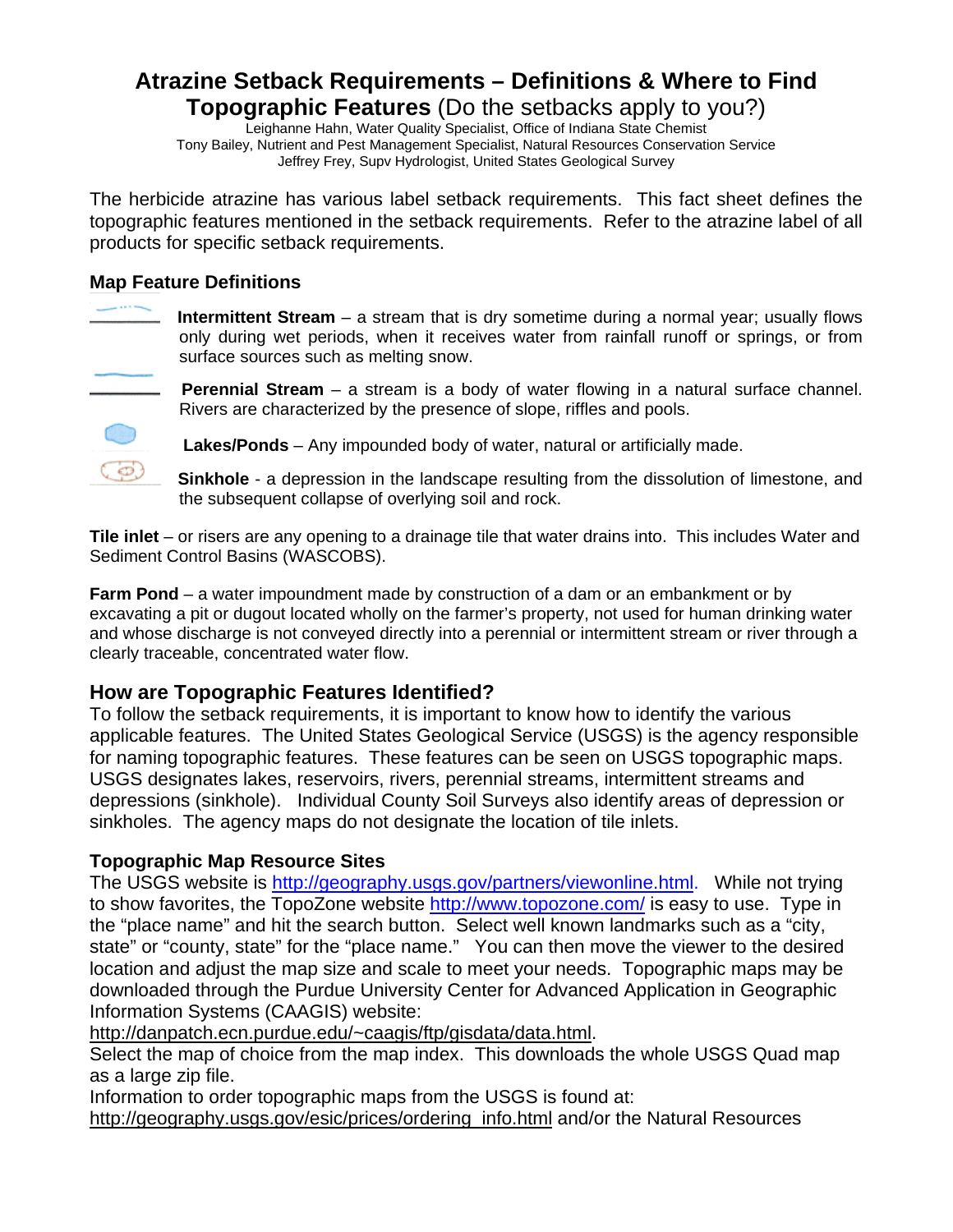# Atrazine Setback Requirements – Definitions & Where to Find Topographic Features (Do the setbacks apply to you?)

Leighanne Hahn, Water Quality Specialist, Office of Indiana State Chemist
Tony Bailey, Nutrient and Pest Management Specialist, Natural Resources Conservation Service
Jeffrey Frey, Supv Hydrologist, United States Geological Survey

The herbicide atrazine has various label setback requirements. This fact sheet defines the topographic features mentioned in the setback requirements. Refer to the atrazine label of all products for specific setback requirements.

### Map Feature Definitions

**Intermittent Stream** – a stream that is dry sometime during a normal year; usually flows only during wet periods, when it receives water from rainfall runoff or springs, or from surface sources such as melting snow.

**Perennial Stream** – a stream is a body of water flowing in a natural surface channel. Rivers are characterized by the presence of slope, riffles and pools.

**Lakes/Ponds** – Any impounded body of water, natural or artificially made.

**Sinkhole** - a depression in the landscape resulting from the dissolution of limestone, and the subsequent collapse of overlying soil and rock.

**Tile inlet** – or risers are any opening to a drainage tile that water drains into. This includes Water and Sediment Control Basins (WASCOBS).

**Farm Pond** – a water impoundment made by construction of a dam or an embankment or by excavating a pit or dugout located wholly on the farmer's property, not used for human drinking water and whose discharge is not conveyed directly into a perennial or intermittent stream or river through a clearly traceable, concentrated water flow.

## How are Topographic Features Identified?

To follow the setback requirements, it is important to know how to identify the various applicable features. The United States Geological Service (USGS) is the agency responsible for naming topographic features. These features can be seen on USGS topographic maps. USGS designates lakes, reservoirs, rivers, perennial streams, intermittent streams and depressions (sinkhole). Individual County Soil Surveys also identify areas of depression or sinkholes. The agency maps do not designate the location of tile inlets.

### Topographic Map Resource Sites

The USGS website is http://geography.usgs.gov/partners/viewonline.html. While not trying to show favorites, the TopoZone website http://www.topozone.com/ is easy to use. Type in the "place name" and hit the search button. Select well known landmarks such as a "city, state" or "county, state" for the "place name." You can then move the viewer to the desired location and adjust the map size and scale to meet your needs. Topographic maps may be downloaded through the Purdue University Center for Advanced Application in Geographic Information Systems (CAAGIS) website:
http://danpatch.ecn.purdue.edu/~caagis/ftp/gisdata/data.html.
Select the map of choice from the map index. This downloads the whole USGS Quad map as a large zip file.
Information to order topographic maps from the USGS is found at:
http://geography.usgs.gov/esic/prices/ordering_info.html and/or the Natural Resources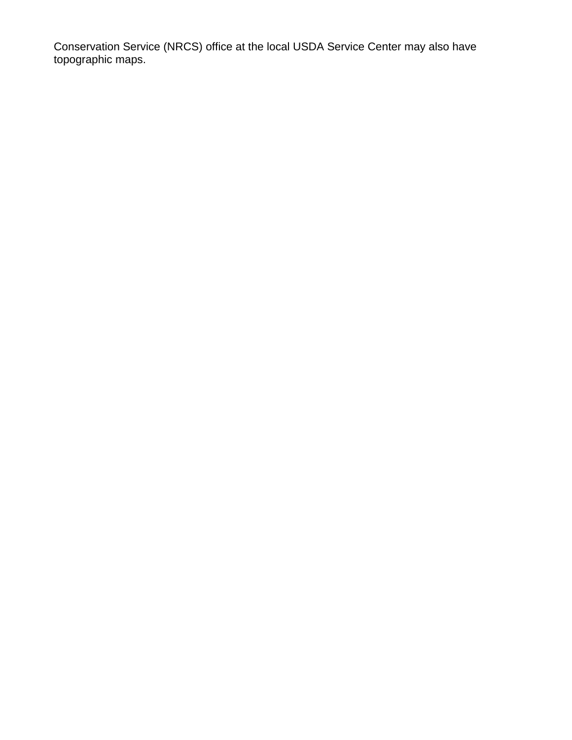Conservation Service (NRCS) office at the local USDA Service Center may also have topographic maps.